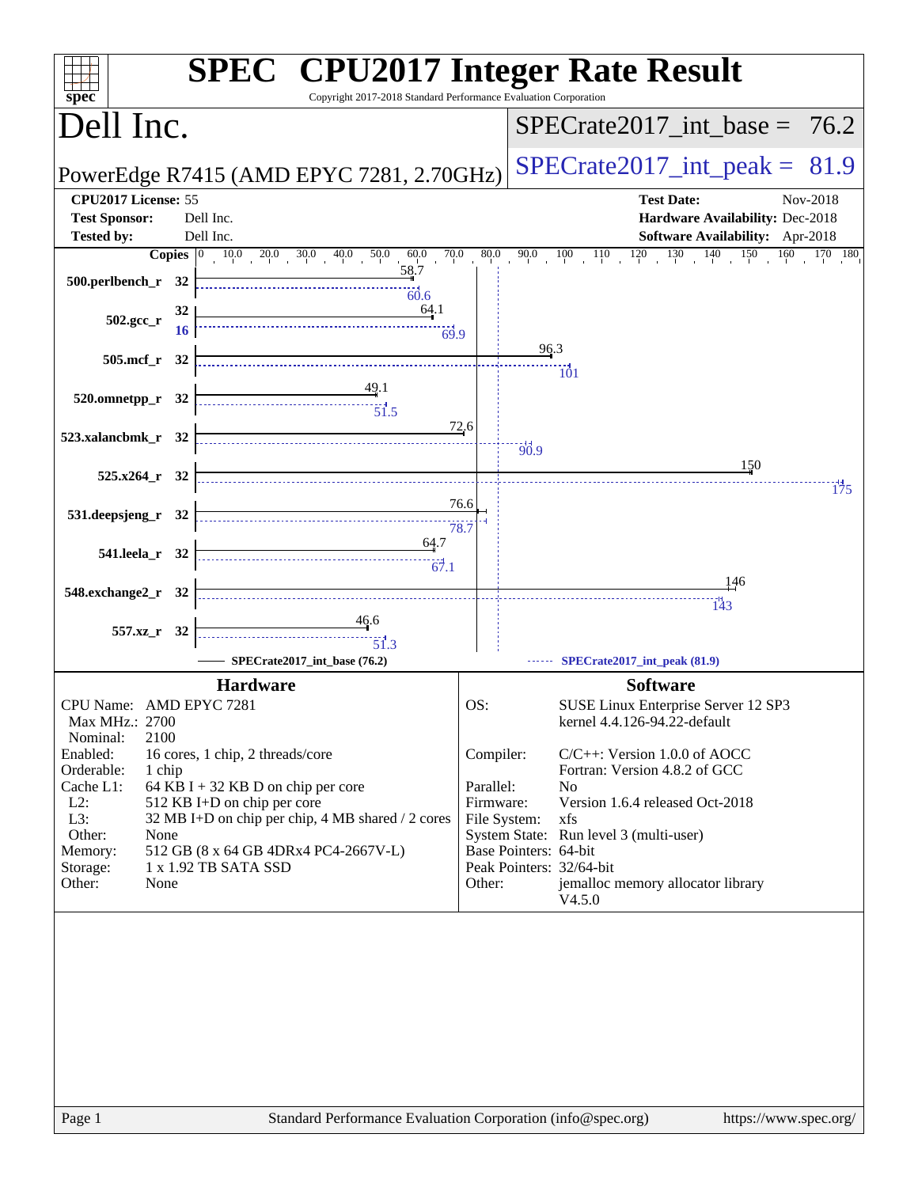# SPEC CPU2017 Integer Rate Result

Copyright 2017-2018 Standard Performance Evaluation Corporation

## Dell Inc.

PowerEdge R7415 (AMD EPYC 7281, 2.70GHz)

SPECrate2017_int_base = 76.2

SPECrate2017_int_peak = 81.9

| | | | |
|---|---|---|---|
| **CPU2017 License:** | 55 | **Test Date:** | Nov-2018 |
| **Test Sponsor:** | Dell Inc. | **Hardware Availability:** | Dec-2018 |
| **Tested by:** | Dell Inc. | **Software Availability:** | Apr-2018 |

| Benchmark | Copies (base) | Base | Copies (peak) | Peak |
|---|---|---|---|---|
| 500.perlbench_r | 32 | 58.7 | 32 | 60.6 |
| 502.gcc_r | 32 | 64.1 | 16 | 69.9 |
| 505.mcf_r | 32 | 96.3 | 32 | 101 |
| 520.omnetpp_r | 32 | 49.1 | 32 | 51.5 |
| 523.xalancbmk_r | 32 | 72.6 | 32 | 90.9 |
| 525.x264_r | 32 | 150 | 32 | 175 |
| 531.deepsjeng_r | 32 | 76.6 | 32 | 78.7 |
| 541.leela_r | 32 | 64.7 | 32 | 67.1 |
| 548.exchange2_r | 32 | 146 | 32 | 143 |
| 557.xz_r | 32 | 46.6 | 32 | 51.3 |

SPECrate2017_int_base (76.2) — SPECrate2017_int_peak (81.9)

### Hardware

| | |
|---|---|
| CPU Name: | AMD EPYC 7281 |
| Max MHz.: | 2700 |
| Nominal: | 2100 |
| Enabled: | 16 cores, 1 chip, 2 threads/core |
| Orderable: | 1 chip |
| Cache L1: | 64 KB I + 32 KB D on chip per core |
| L2: | 512 KB I+D on chip per core |
| L3: | 32 MB I+D on chip per chip, 4 MB shared / 2 cores |
| Other: | None |
| Memory: | 512 GB (8 x 64 GB 4DRx4 PC4-2667V-L) |
| Storage: | 1 x 1.92 TB SATA SSD |
| Other: | None |

### Software

| | |
|---|---|
| OS: | SUSE Linux Enterprise Server 12 SP3 kernel 4.4.126-94.22-default |
| Compiler: | C/C++: Version 1.0.0 of AOCC; Fortran: Version 4.8.2 of GCC |
| Parallel: | No |
| Firmware: | Version 1.6.4 released Oct-2018 |
| File System: | xfs |
| System State: | Run level 3 (multi-user) |
| Base Pointers: | 64-bit |
| Peak Pointers: | 32/64-bit |
| Other: | jemalloc memory allocator library V4.5.0 |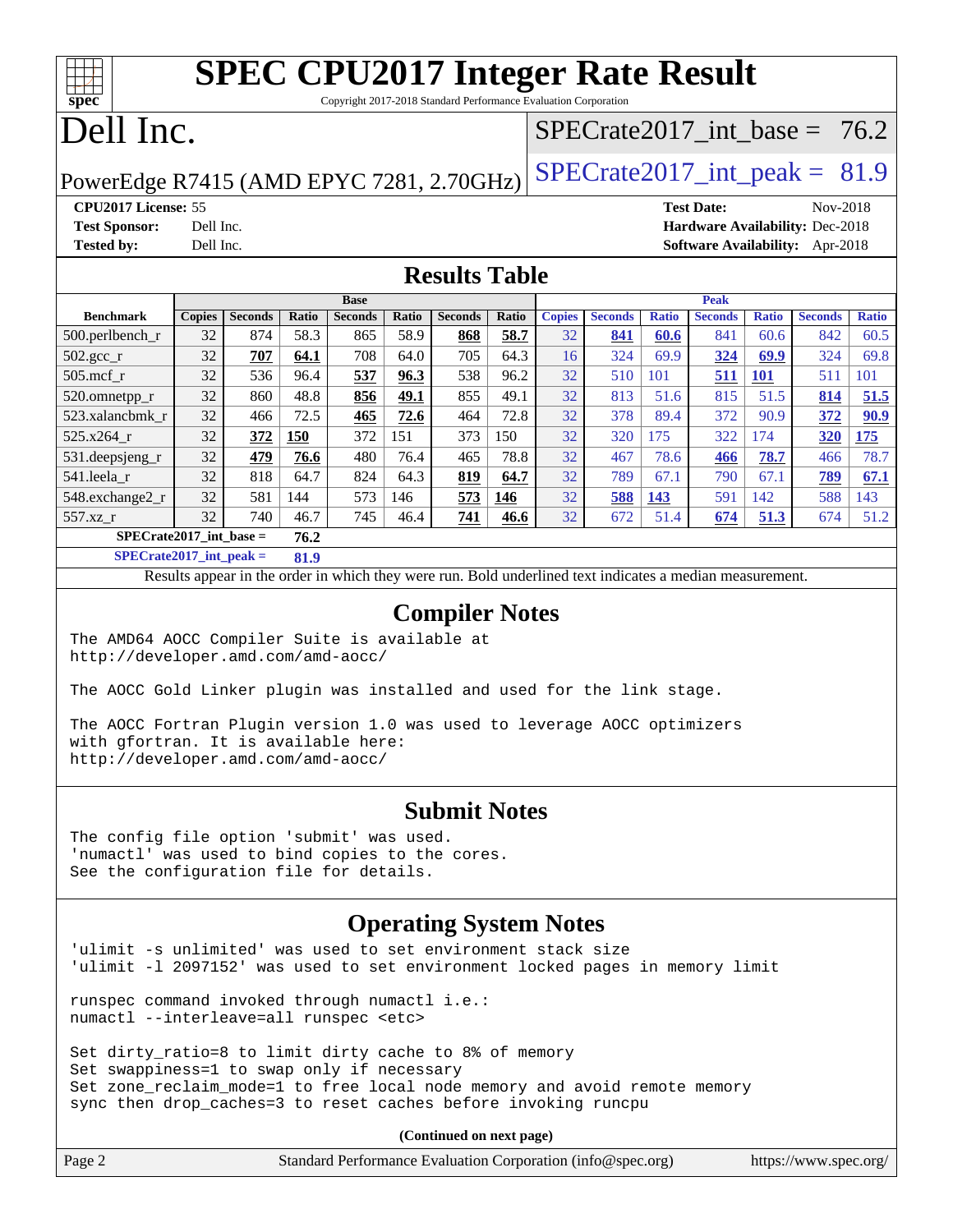# SPEC CPU2017 Integer Rate Result

Copyright 2017-2018 Standard Performance Evaluation Corporation

# Dell Inc.

PowerEdge R7415 (AMD EPYC 7281, 2.70GHz)

SPECrate2017_int_base = 76.2

SPECrate2017_int_peak = 81.9

**CPU2017 License:** 55
**Test Sponsor:** Dell Inc.
**Tested by:** Dell Inc.

**Test Date:** Nov-2018
**Hardware Availability:** Dec-2018
**Software Availability:** Apr-2018

## Results Table

| Benchmark | Base | | | | | | | Peak | | | | | | |
|---|---|---|---|---|---|---|---|---|---|---|---|---|---|---|
| | Copies | Seconds | Ratio | Seconds | Ratio | Seconds | Ratio | Copies | Seconds | Ratio | Seconds | Ratio | Seconds | Ratio |
| 500.perlbench_r | 32 | 874 | 58.3 | 865 | 58.9 | **868** | **58.7** | 32 | **841** | **60.6** | 841 | 60.6 | 842 | 60.5 |
| 502.gcc_r | 32 | **707** | **64.1** | 708 | 64.0 | 705 | 64.3 | 16 | 324 | 69.9 | **324** | **69.9** | 324 | 69.8 |
| 505.mcf_r | 32 | 536 | 96.4 | **537** | **96.3** | 538 | 96.2 | 32 | 510 | 101 | **511** | **101** | 511 | 101 |
| 520.omnetpp_r | 32 | 860 | 48.8 | **856** | **49.1** | 855 | 49.1 | 32 | 813 | 51.6 | 815 | 51.5 | **814** | **51.5** |
| 523.xalancbmk_r | 32 | 466 | 72.5 | **465** | **72.6** | 464 | 72.8 | 32 | 378 | 89.4 | 372 | 90.9 | **372** | **90.9** |
| 525.x264_r | 32 | **372** | **150** | 372 | 151 | 373 | 150 | 32 | 320 | 175 | 322 | 174 | **320** | **175** |
| 531.deepsjeng_r | 32 | **479** | **76.6** | 480 | 76.4 | 465 | 78.8 | 32 | 467 | 78.6 | **466** | **78.7** | 466 | 78.7 |
| 541.leela_r | 32 | 818 | 64.7 | 824 | 64.3 | **819** | **64.7** | 32 | 789 | 67.1 | 790 | 67.1 | **789** | **67.1** |
| 548.exchange2_r | 32 | 581 | 144 | 573 | 146 | **573** | **146** | 32 | **588** | **143** | 591 | 142 | 588 | 143 |
| 557.xz_r | 32 | 740 | 46.7 | 745 | 46.4 | **741** | **46.6** | 32 | 672 | 51.4 | **674** | **51.3** | 674 | 51.2 |

**SPECrate2017_int_base = 76.2**

**SPECrate2017_int_peak = 81.9**

Results appear in the order in which they were run. Bold underlined text indicates a median measurement.

## Compiler Notes

```
The AMD64 AOCC Compiler Suite is available at
http://developer.amd.com/amd-aocc/

The AOCC Gold Linker plugin was installed and used for the link stage.

The AOCC Fortran Plugin version 1.0 was used to leverage AOCC optimizers
with gfortran. It is available here:
http://developer.amd.com/amd-aocc/
```

## Submit Notes

```
The config file option 'submit' was used.
'numactl' was used to bind copies to the cores.
See the configuration file for details.
```

## Operating System Notes

```
'ulimit -s unlimited' was used to set environment stack size
'ulimit -l 2097152' was used to set environment locked pages in memory limit

runspec command invoked through numactl i.e.:
numactl --interleave=all runspec <etc>

Set dirty_ratio=8 to limit dirty cache to 8% of memory
Set swappiness=1 to swap only if necessary
Set zone_reclaim_mode=1 to free local node memory and avoid remote memory
sync then drop_caches=3 to reset caches before invoking runcpu
```

**(Continued on next page)**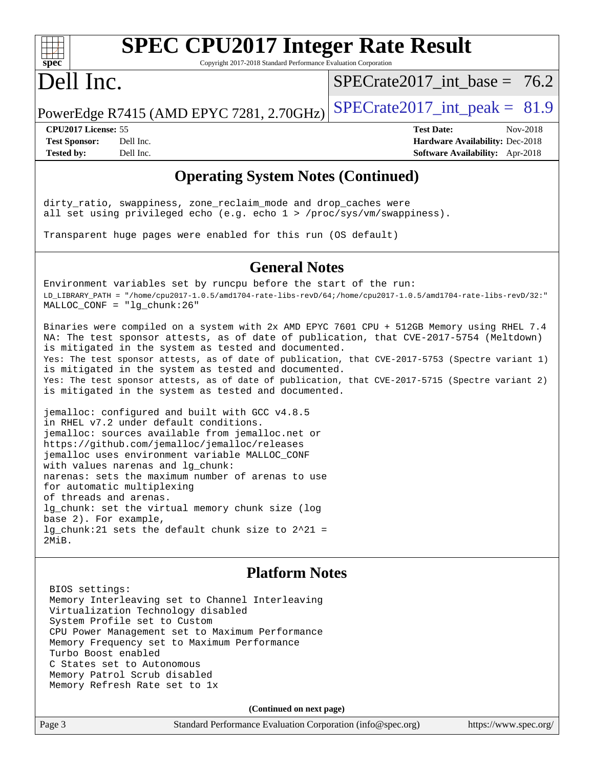# SPEC CPU2017 Integer Rate Result

Copyright 2017-2018 Standard Performance Evaluation Corporation

# Dell Inc.

PowerEdge R7415 (AMD EPYC 7281, 2.70GHz)

SPECrate2017_int_base = 76.2

SPECrate2017_int_peak = 81.9

| | | | |
|---|---|---|---|
| **CPU2017 License:** | 55 | **Test Date:** | Nov-2018 |
| **Test Sponsor:** | Dell Inc. | **Hardware Availability:** | Dec-2018 |
| **Tested by:** | Dell Inc. | **Software Availability:** | Apr-2018 |

## Operating System Notes (Continued)

```
dirty_ratio, swappiness, zone_reclaim_mode and drop_caches were
all set using privileged echo (e.g. echo 1 > /proc/sys/vm/swappiness).

Transparent huge pages were enabled for this run (OS default)
```

## General Notes

```
Environment variables set by runcpu before the start of the run:
LD_LIBRARY_PATH = "/home/cpu2017-1.0.5/amd1704-rate-libs-revD/64;/home/cpu2017-1.0.5/amd1704-rate-libs-revD/32:"
MALLOC_CONF = "lg_chunk:26"

Binaries were compiled on a system with 2x AMD EPYC 7601 CPU + 512GB Memory using RHEL 7.4
NA: The test sponsor attests, as of date of publication, that CVE-2017-5754 (Meltdown)
is mitigated in the system as tested and documented.
Yes: The test sponsor attests, as of date of publication, that CVE-2017-5753 (Spectre variant 1)
is mitigated in the system as tested and documented.
Yes: The test sponsor attests, as of date of publication, that CVE-2017-5715 (Spectre variant 2)
is mitigated in the system as tested and documented.

jemalloc: configured and built with GCC v4.8.5
in RHEL v7.2 under default conditions.
jemalloc: sources available from jemalloc.net or
https://github.com/jemalloc/jemalloc/releases
jemalloc uses environment variable MALLOC_CONF
with values narenas and lg_chunk:
narenas: sets the maximum number of arenas to use
for automatic multiplexing
of threads and arenas.
lg_chunk: set the virtual memory chunk size (log
base 2). For example,
lg_chunk:21 sets the default chunk size to 2^21 =
2MiB.
```

## Platform Notes

```
BIOS settings:
Memory Interleaving set to Channel Interleaving
Virtualization Technology disabled
System Profile set to Custom
CPU Power Management set to Maximum Performance
Memory Frequency set to Maximum Performance
Turbo Boost enabled
C States set to Autonomous
Memory Patrol Scrub disabled
Memory Refresh Rate set to 1x
```

**(Continued on next page)**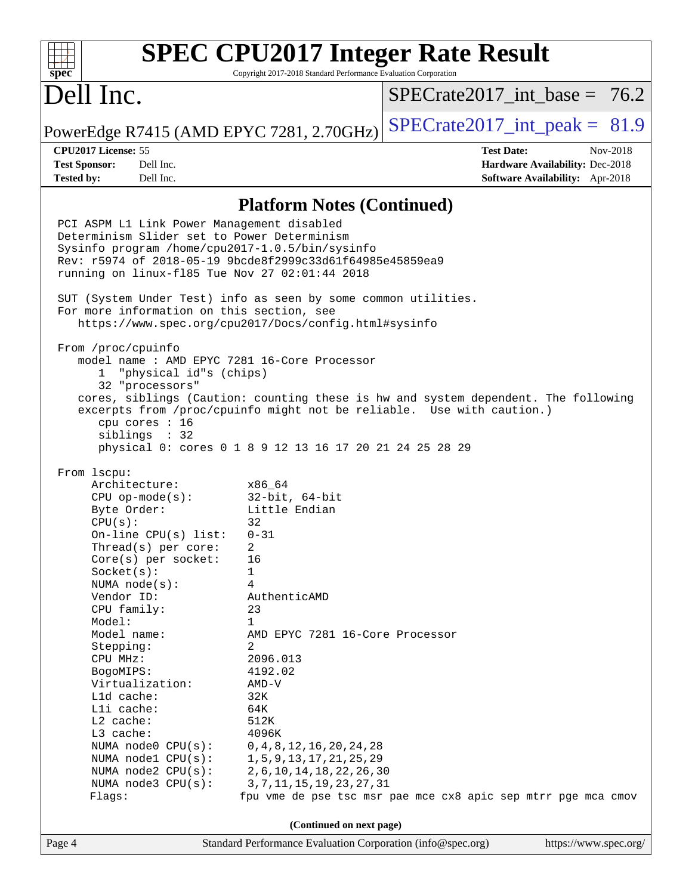# SPEC CPU2017 Integer Rate Result

Copyright 2017-2018 Standard Performance Evaluation Corporation

# Dell Inc.

PowerEdge R7415 (AMD EPYC 7281, 2.70GHz)

SPECrate2017_int_base = 76.2

SPECrate2017_int_peak = 81.9

**CPU2017 License:** 55
**Test Sponsor:** Dell Inc.
**Tested by:** Dell Inc.

**Test Date:** Nov-2018
**Hardware Availability:** Dec-2018
**Software Availability:** Apr-2018

## Platform Notes (Continued)

```
PCI ASPM L1 Link Power Management disabled
Determinism Slider set to Power Determinism
Sysinfo program /home/cpu2017-1.0.5/bin/sysinfo
Rev: r5974 of 2018-05-19 9bcde8f2999c33d61f64985e45859ea9
running on linux-fl85 Tue Nov 27 02:01:44 2018

SUT (System Under Test) info as seen by some common utilities.
For more information on this section, see
   https://www.spec.org/cpu2017/Docs/config.html#sysinfo

From /proc/cpuinfo
   model name : AMD EPYC 7281 16-Core Processor
      1  "physical id"s (chips)
      32 "processors"
   cores, siblings (Caution: counting these is hw and system dependent. The following
   excerpts from /proc/cpuinfo might not be reliable.  Use with caution.)
      cpu cores : 16
      siblings  : 32
      physical 0: cores 0 1 8 9 12 13 16 17 20 21 24 25 28 29

From lscpu:
     Architecture:          x86_64
     CPU op-mode(s):        32-bit, 64-bit
     Byte Order:            Little Endian
     CPU(s):                32
     On-line CPU(s) list:   0-31
     Thread(s) per core:    2
     Core(s) per socket:    16
     Socket(s):             1
     NUMA node(s):          4
     Vendor ID:             AuthenticAMD
     CPU family:            23
     Model:                 1
     Model name:            AMD EPYC 7281 16-Core Processor
     Stepping:              2
     CPU MHz:               2096.013
     BogoMIPS:              4192.02
     Virtualization:        AMD-V
     L1d cache:             32K
     L1i cache:             64K
     L2 cache:              512K
     L3 cache:              4096K
     NUMA node0 CPU(s):     0,4,8,12,16,20,24,28
     NUMA node1 CPU(s):     1,5,9,13,17,21,25,29
     NUMA node2 CPU(s):     2,6,10,14,18,22,26,30
     NUMA node3 CPU(s):     3,7,11,15,19,23,27,31
     Flags:                fpu vme de pse tsc msr pae mce cx8 apic sep mtrr pge mca cmov
```

(Continued on next page)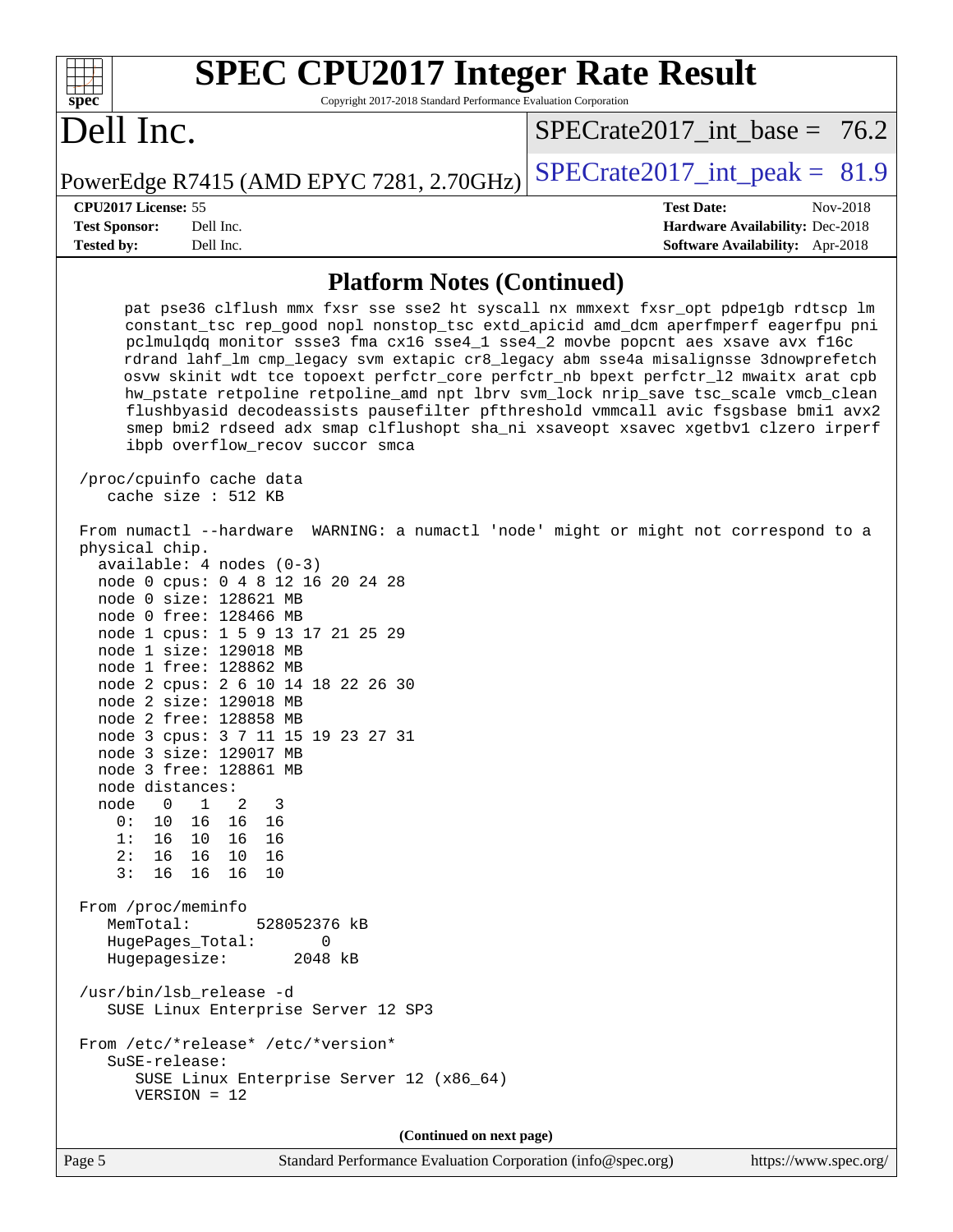## Platform Notes (Continued)

```
     pat pse36 clflush mmx fxsr sse sse2 ht syscall nx mmxext fxsr_opt pdpe1gb rdtscp lm
     constant_tsc rep_good nopl nonstop_tsc extd_apicid amd_dcm aperfmperf eagerfpu pni
     pclmulqdq monitor ssse3 fma cx16 sse4_1 sse4_2 movbe popcnt aes xsave avx f16c
     rdrand lahf_lm cmp_legacy svm extapic cr8_legacy abm sse4a misalignsse 3dnowprefetch
     osvw skinit wdt tce topoext perfctr_core perfctr_nb bpext perfctr_l2 mwaitx arat cpb
     hw_pstate retpoline retpoline_amd npt lbrv svm_lock nrip_save tsc_scale vmcb_clean
     flushbyasid decodeassists pausefilter pfthreshold vmmcall avic fsgsbase bmi1 avx2
     smep bmi2 rdseed adx smap clflushopt sha_ni xsaveopt xsavec xgetbv1 clzero irperf
     ibpb overflow_recov succor smca

 /proc/cpuinfo cache data
    cache size : 512 KB

 From numactl --hardware  WARNING: a numactl 'node' might or might not correspond to a
 physical chip.
   available: 4 nodes (0-3)
   node 0 cpus: 0 4 8 12 16 20 24 28
   node 0 size: 128621 MB
   node 0 free: 128466 MB
   node 1 cpus: 1 5 9 13 17 21 25 29
   node 1 size: 129018 MB
   node 1 free: 128862 MB
   node 2 cpus: 2 6 10 14 18 22 26 30
   node 2 size: 129018 MB
   node 2 free: 128858 MB
   node 3 cpus: 3 7 11 15 19 23 27 31
   node 3 size: 129017 MB
   node 3 free: 128861 MB
   node distances:
   node   0   1   2   3
     0:  10  16  16  16
     1:  16  10  16  16
     2:  16  16  10  16
     3:  16  16  16  10

 From /proc/meminfo
    MemTotal:       528052376 kB
    HugePages_Total:       0
    Hugepagesize:       2048 kB

 /usr/bin/lsb_release -d
    SUSE Linux Enterprise Server 12 SP3

 From /etc/*release* /etc/*version*
    SuSE-release:
       SUSE Linux Enterprise Server 12 (x86_64)
       VERSION = 12
```

**(Continued on next page)**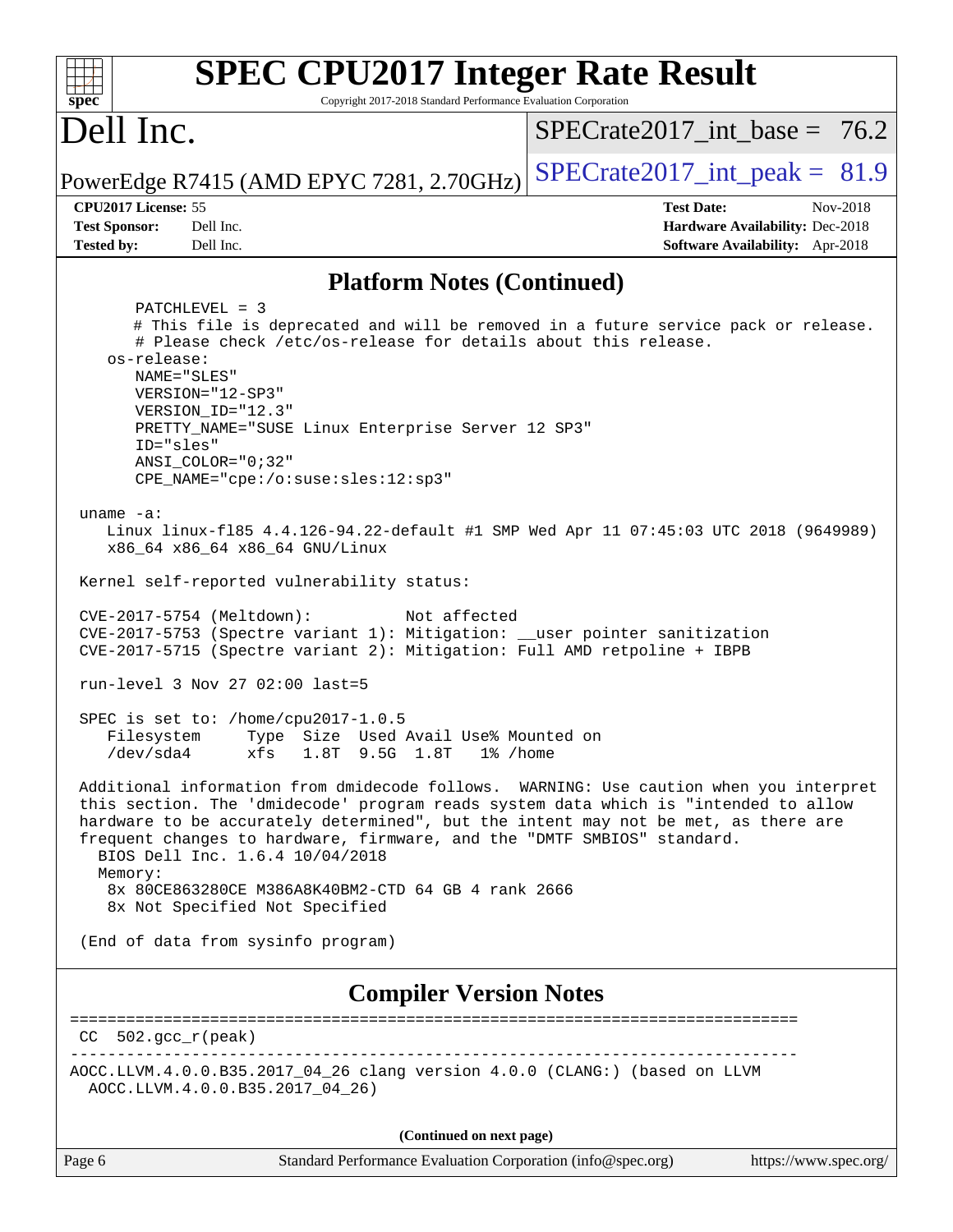# SPEC CPU2017 Integer Rate Result

Copyright 2017-2018 Standard Performance Evaluation Corporation

# Dell Inc.

PowerEdge R7415 (AMD EPYC 7281, 2.70GHz)

SPECrate2017_int_base = 76.2

SPECrate2017_int_peak = 81.9

**CPU2017 License:** 55
**Test Sponsor:** Dell Inc.
**Tested by:** Dell Inc.

**Test Date:** Nov-2018
**Hardware Availability:** Dec-2018
**Software Availability:** Apr-2018

## Platform Notes (Continued)

```
        PATCHLEVEL = 3
        # This file is deprecated and will be removed in a future service pack or release.
        # Please check /etc/os-release for details about this release.
     os-release:
        NAME="SLES"
        VERSION="12-SP3"
        VERSION_ID="12.3"
        PRETTY_NAME="SUSE Linux Enterprise Server 12 SP3"
        ID="sles"
        ANSI_COLOR="0;32"
        CPE_NAME="cpe:/o:suse:sles:12:sp3"

  uname -a:
     Linux linux-fl85 4.4.126-94.22-default #1 SMP Wed Apr 11 07:45:03 UTC 2018 (9649989)
     x86_64 x86_64 x86_64 GNU/Linux

  Kernel self-reported vulnerability status:

  CVE-2017-5754 (Meltdown):          Not affected
  CVE-2017-5753 (Spectre variant 1): Mitigation: __user pointer sanitization
  CVE-2017-5715 (Spectre variant 2): Mitigation: Full AMD retpoline + IBPB

  run-level 3 Nov 27 02:00 last=5

  SPEC is set to: /home/cpu2017-1.0.5
     Filesystem     Type  Size  Used Avail Use% Mounted on
     /dev/sda4      xfs   1.8T  9.5G  1.8T   1% /home

  Additional information from dmidecode follows.  WARNING: Use caution when you interpret
  this section. The 'dmidecode' program reads system data which is "intended to allow
  hardware to be accurately determined", but the intent may not be met, as there are
  frequent changes to hardware, firmware, and the "DMTF SMBIOS" standard.
    BIOS Dell Inc. 1.6.4 10/04/2018
    Memory:
     8x 80CE863280CE M386A8K40BM2-CTD 64 GB 4 rank 2666
     8x Not Specified Not Specified

  (End of data from sysinfo program)
```

## Compiler Version Notes

```
==============================================================================
 CC  502.gcc_r(peak)
------------------------------------------------------------------------------
AOCC.LLVM.4.0.0.B35.2017_04_26 clang version 4.0.0 (CLANG:) (based on LLVM
  AOCC.LLVM.4.0.0.B35.2017_04_26)
```

(Continued on next page)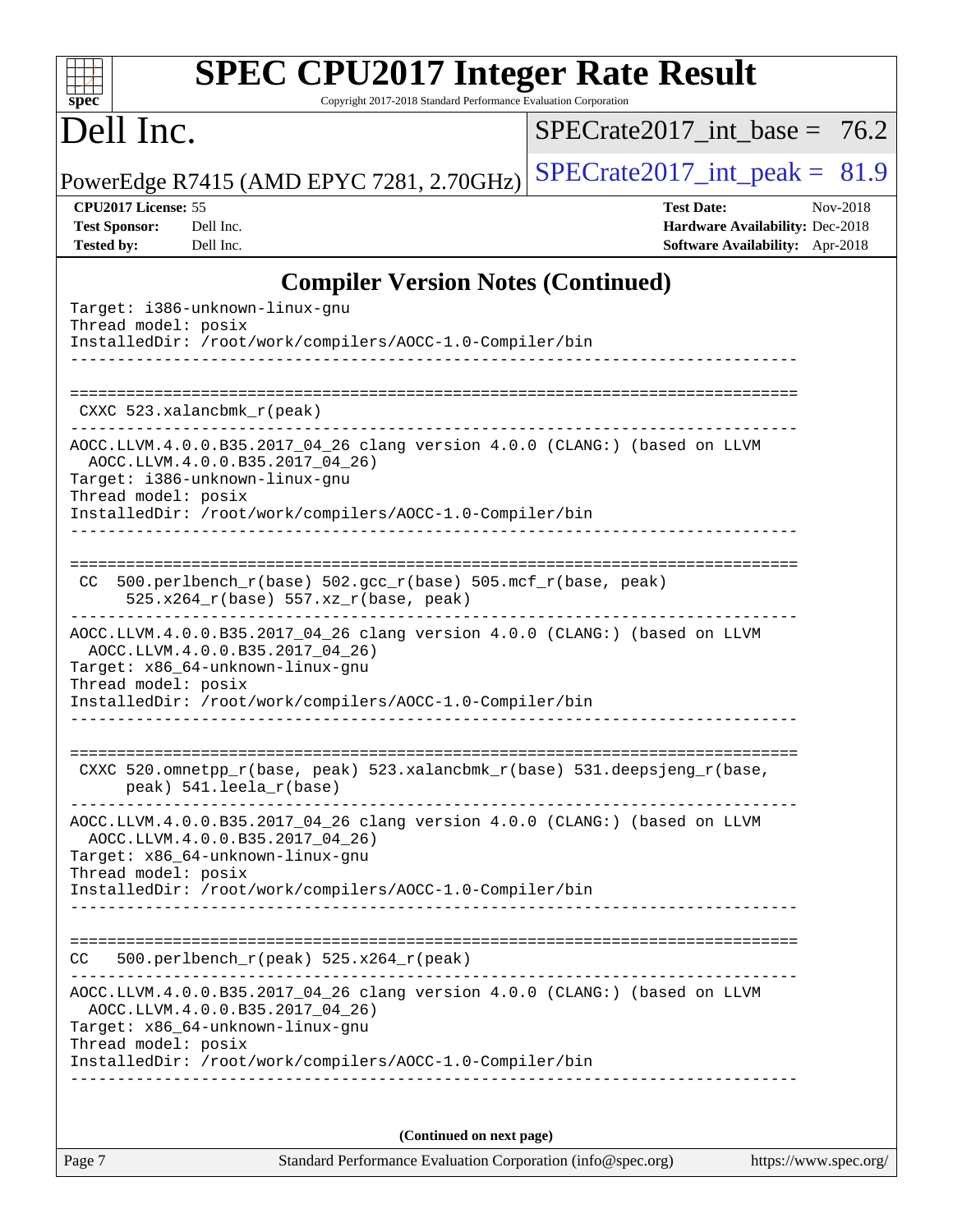## Compiler Version Notes (Continued)

```
Target: i386-unknown-linux-gnu
Thread model: posix
InstalledDir: /root/work/compilers/AOCC-1.0-Compiler/bin
------------------------------------------------------------------------------

==============================================================================
 CXXC 523.xalancbmk_r(peak)
------------------------------------------------------------------------------
AOCC.LLVM.4.0.0.B35.2017_04_26 clang version 4.0.0 (CLANG:) (based on LLVM
  AOCC.LLVM.4.0.0.B35.2017_04_26)
Target: i386-unknown-linux-gnu
Thread model: posix
InstalledDir: /root/work/compilers/AOCC-1.0-Compiler/bin
------------------------------------------------------------------------------

==============================================================================
 CC  500.perlbench_r(base) 502.gcc_r(base) 505.mcf_r(base, peak)
      525.x264_r(base) 557.xz_r(base, peak)
------------------------------------------------------------------------------
AOCC.LLVM.4.0.0.B35.2017_04_26 clang version 4.0.0 (CLANG:) (based on LLVM
  AOCC.LLVM.4.0.0.B35.2017_04_26)
Target: x86_64-unknown-linux-gnu
Thread model: posix
InstalledDir: /root/work/compilers/AOCC-1.0-Compiler/bin
------------------------------------------------------------------------------

==============================================================================
 CXXC 520.omnetpp_r(base, peak) 523.xalancbmk_r(base) 531.deepsjeng_r(base,
      peak) 541.leela_r(base)
------------------------------------------------------------------------------
AOCC.LLVM.4.0.0.B35.2017_04_26 clang version 4.0.0 (CLANG:) (based on LLVM
  AOCC.LLVM.4.0.0.B35.2017_04_26)
Target: x86_64-unknown-linux-gnu
Thread model: posix
InstalledDir: /root/work/compilers/AOCC-1.0-Compiler/bin
------------------------------------------------------------------------------

==============================================================================
 CC   500.perlbench_r(peak) 525.x264_r(peak)
------------------------------------------------------------------------------
AOCC.LLVM.4.0.0.B35.2017_04_26 clang version 4.0.0 (CLANG:) (based on LLVM
  AOCC.LLVM.4.0.0.B35.2017_04_26)
Target: x86_64-unknown-linux-gnu
Thread model: posix
InstalledDir: /root/work/compilers/AOCC-1.0-Compiler/bin
------------------------------------------------------------------------------
```

**(Continued on next page)**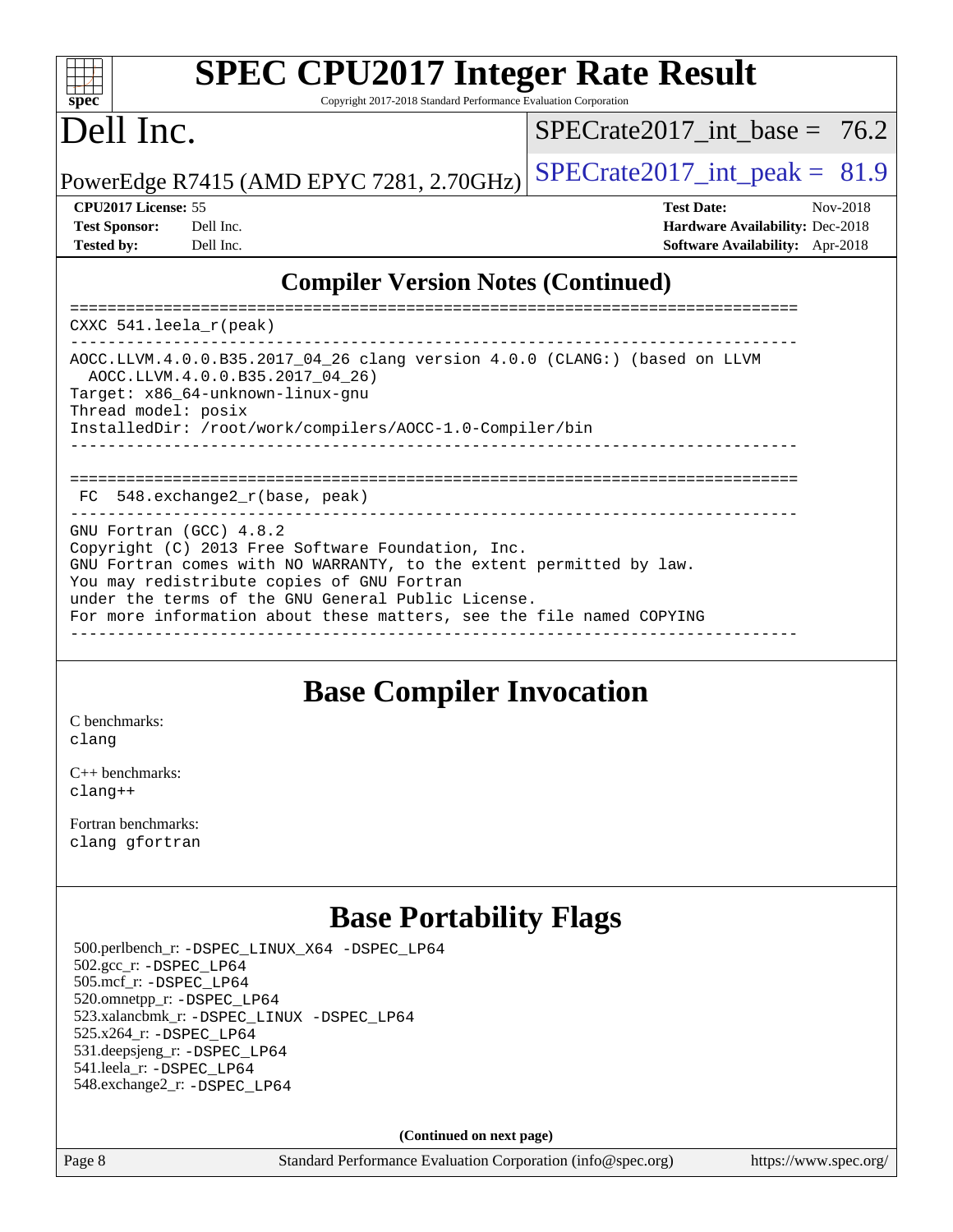## Compiler Version Notes (Continued)

```
==============================================================================
CXXC 541.leela_r(peak)
------------------------------------------------------------------------------
AOCC.LLVM.4.0.0.B35.2017_04_26 clang version 4.0.0 (CLANG:) (based on LLVM
  AOCC.LLVM.4.0.0.B35.2017_04_26)
Target: x86_64-unknown-linux-gnu
Thread model: posix
InstalledDir: /root/work/compilers/AOCC-1.0-Compiler/bin
------------------------------------------------------------------------------

==============================================================================
 FC  548.exchange2_r(base, peak)
------------------------------------------------------------------------------
GNU Fortran (GCC) 4.8.2
Copyright (C) 2013 Free Software Foundation, Inc.
GNU Fortran comes with NO WARRANTY, to the extent permitted by law.
You may redistribute copies of GNU Fortran
under the terms of the GNU General Public License.
For more information about these matters, see the file named COPYING
------------------------------------------------------------------------------
```

## Base Compiler Invocation

C benchmarks:
clang

C++ benchmarks:
clang++

Fortran benchmarks:
clang gfortran

## Base Portability Flags

500.perlbench_r: -DSPEC_LINUX_X64 -DSPEC_LP64
502.gcc_r: -DSPEC_LP64
505.mcf_r: -DSPEC_LP64
520.omnetpp_r: -DSPEC_LP64
523.xalancbmk_r: -DSPEC_LINUX -DSPEC_LP64
525.x264_r: -DSPEC_LP64
531.deepsjeng_r: -DSPEC_LP64
541.leela_r: -DSPEC_LP64
548.exchange2_r: -DSPEC_LP64

**(Continued on next page)**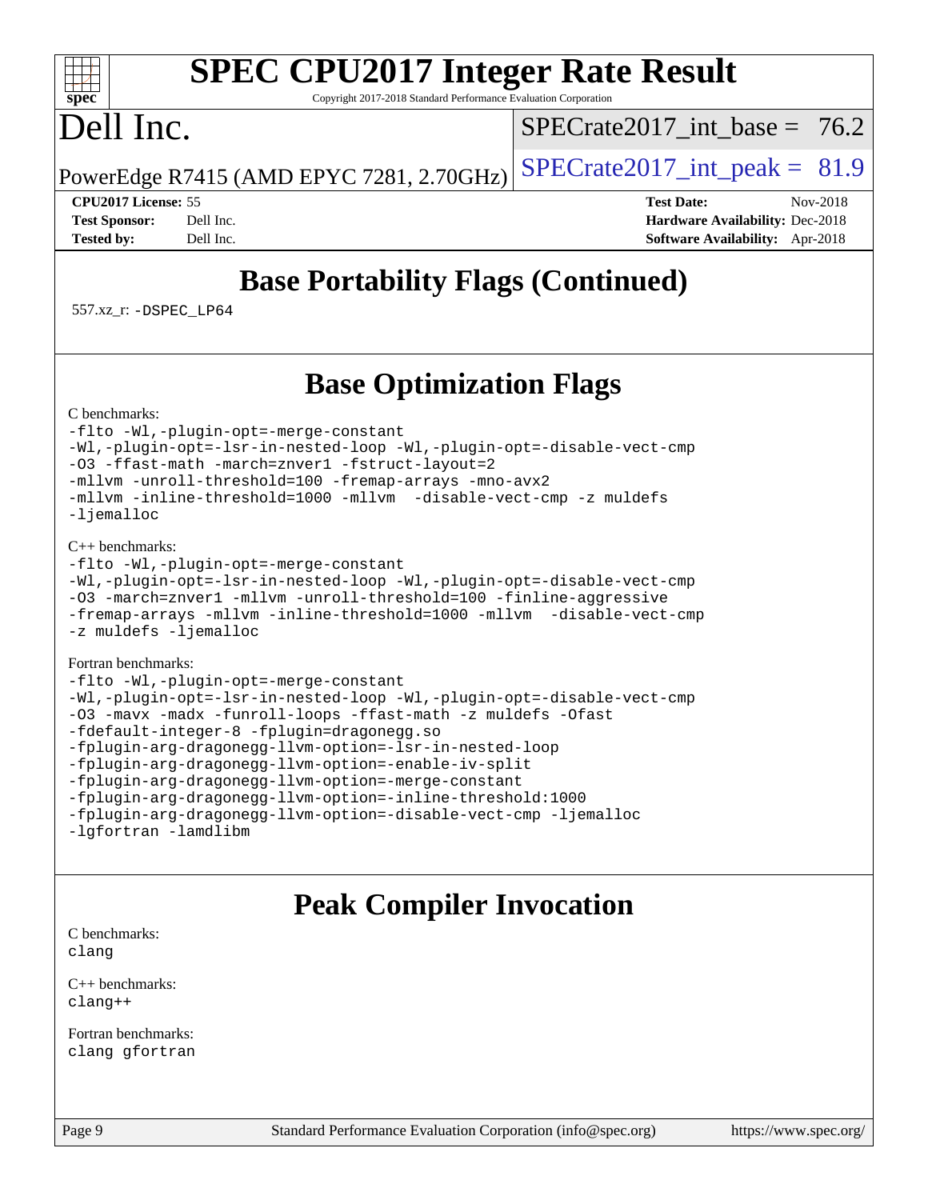# Base Portability Flags (Continued)

557.xz_r: -DSPEC_LP64

# Base Optimization Flags

C benchmarks:

```
-flto -Wl,-plugin-opt=-merge-constant
-Wl,-plugin-opt=-lsr-in-nested-loop -Wl,-plugin-opt=-disable-vect-cmp
-O3 -ffast-math -march=znver1 -fstruct-layout=2
-mllvm -unroll-threshold=100 -fremap-arrays -mno-avx2
-mllvm -inline-threshold=1000 -mllvm  -disable-vect-cmp -z muldefs
-ljemalloc
```

C++ benchmarks:

```
-flto -Wl,-plugin-opt=-merge-constant
-Wl,-plugin-opt=-lsr-in-nested-loop -Wl,-plugin-opt=-disable-vect-cmp
-O3 -march=znver1 -mllvm -unroll-threshold=100 -finline-aggressive
-fremap-arrays -mllvm -inline-threshold=1000 -mllvm  -disable-vect-cmp
-z muldefs -ljemalloc
```

Fortran benchmarks:

```
-flto -Wl,-plugin-opt=-merge-constant
-Wl,-plugin-opt=-lsr-in-nested-loop -Wl,-plugin-opt=-disable-vect-cmp
-O3 -mavx -madx -funroll-loops -ffast-math -z muldefs -Ofast
-fdefault-integer-8 -fplugin=dragonegg.so
-fplugin-arg-dragonegg-llvm-option=-lsr-in-nested-loop
-fplugin-arg-dragonegg-llvm-option=-enable-iv-split
-fplugin-arg-dragonegg-llvm-option=-merge-constant
-fplugin-arg-dragonegg-llvm-option=-inline-threshold:1000
-fplugin-arg-dragonegg-llvm-option=-disable-vect-cmp -ljemalloc
-lgfortran -lamdlibm
```

# Peak Compiler Invocation

C benchmarks:

```
clang
```

C++ benchmarks:

```
clang++
```

Fortran benchmarks:

```
clang gfortran
```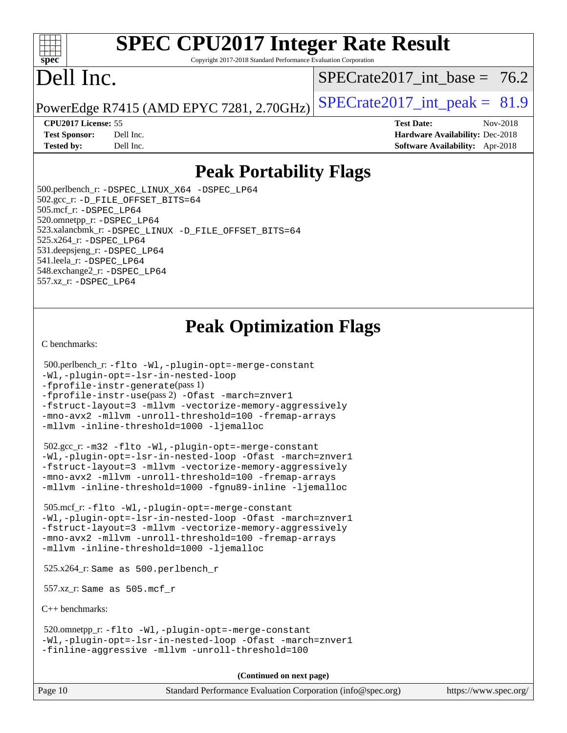# SPEC CPU2017 Integer Rate Result

Copyright 2017-2018 Standard Performance Evaluation Corporation

# Dell Inc.

PowerEdge R7415 (AMD EPYC 7281, 2.70GHz)

SPECrate2017_int_base = 76.2

SPECrate2017_int_peak = 81.9

**CPU2017 License:** 55
**Test Sponsor:** Dell Inc.
**Tested by:** Dell Inc.

**Test Date:** Nov-2018
**Hardware Availability:** Dec-2018
**Software Availability:** Apr-2018

## Peak Portability Flags

500.perlbench_r: -DSPEC_LINUX_X64 -DSPEC_LP64
502.gcc_r: -D_FILE_OFFSET_BITS=64
505.mcf_r: -DSPEC_LP64
520.omnetpp_r: -DSPEC_LP64
523.xalancbmk_r: -DSPEC_LINUX -D_FILE_OFFSET_BITS=64
525.x264_r: -DSPEC_LP64
531.deepsjeng_r: -DSPEC_LP64
541.leela_r: -DSPEC_LP64
548.exchange2_r: -DSPEC_LP64
557.xz_r: -DSPEC_LP64

## Peak Optimization Flags

C benchmarks:

500.perlbench_r: -flto -Wl,-plugin-opt=-merge-constant -Wl,-plugin-opt=-lsr-in-nested-loop -fprofile-instr-generate(pass 1) -fprofile-instr-use(pass 2) -Ofast -march=znver1 -fstruct-layout=3 -mllvm -vectorize-memory-aggressively -mno-avx2 -mllvm -unroll-threshold=100 -fremap-arrays -mllvm -inline-threshold=1000 -ljemalloc

502.gcc_r: -m32 -flto -Wl,-plugin-opt=-merge-constant -Wl,-plugin-opt=-lsr-in-nested-loop -Ofast -march=znver1 -fstruct-layout=3 -mllvm -vectorize-memory-aggressively -mno-avx2 -mllvm -unroll-threshold=100 -fremap-arrays -mllvm -inline-threshold=1000 -fgnu89-inline -ljemalloc

505.mcf_r: -flto -Wl,-plugin-opt=-merge-constant -Wl,-plugin-opt=-lsr-in-nested-loop -Ofast -march=znver1 -fstruct-layout=3 -mllvm -vectorize-memory-aggressively -mno-avx2 -mllvm -unroll-threshold=100 -fremap-arrays -mllvm -inline-threshold=1000 -ljemalloc

525.x264_r: Same as 500.perlbench_r

557.xz_r: Same as 505.mcf_r

C++ benchmarks:

520.omnetpp_r: -flto -Wl,-plugin-opt=-merge-constant -Wl,-plugin-opt=-lsr-in-nested-loop -Ofast -march=znver1 -finline-aggressive -mllvm -unroll-threshold=100

(Continued on next page)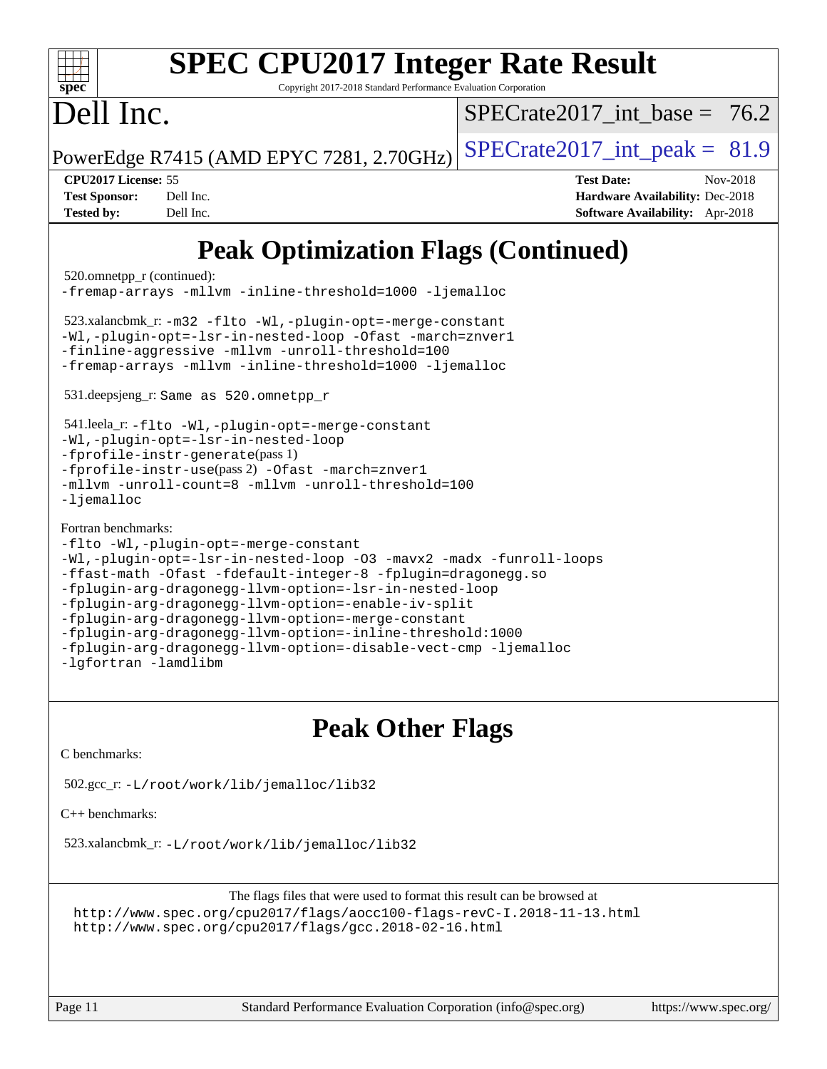# SPEC CPU2017 Integer Rate Result

Copyright 2017-2018 Standard Performance Evaluation Corporation

# Dell Inc.

PowerEdge R7415 (AMD EPYC 7281, 2.70GHz)

SPECrate2017_int_base = 76.2

SPECrate2017_int_peak = 81.9

| | | | |
|---|---|---|---|
| **CPU2017 License:** | 55 | **Test Date:** | Nov-2018 |
| **Test Sponsor:** | Dell Inc. | **Hardware Availability:** | Dec-2018 |
| **Tested by:** | Dell Inc. | **Software Availability:** | Apr-2018 |

## Peak Optimization Flags (Continued)

520.omnetpp_r (continued):
```
-fremap-arrays -mllvm -inline-threshold=1000 -ljemalloc
```

523.xalancbmk_r:
```
-m32 -flto -Wl,-plugin-opt=-merge-constant
-Wl,-plugin-opt=-lsr-in-nested-loop -Ofast -march=znver1
-finline-aggressive -mllvm -unroll-threshold=100
-fremap-arrays -mllvm -inline-threshold=1000 -ljemalloc
```

531.deepsjeng_r: Same as 520.omnetpp_r

541.leela_r:
```
-flto -Wl,-plugin-opt=-merge-constant
-Wl,-plugin-opt=-lsr-in-nested-loop
-fprofile-instr-generate(pass 1)
-fprofile-instr-use(pass 2) -Ofast -march=znver1
-mllvm -unroll-count=8 -mllvm -unroll-threshold=100
-ljemalloc
```

Fortran benchmarks:
```
-flto -Wl,-plugin-opt=-merge-constant
-Wl,-plugin-opt=-lsr-in-nested-loop -O3 -mavx2 -madx -funroll-loops
-ffast-math -Ofast -fdefault-integer-8 -fplugin=dragonegg.so
-fplugin-arg-dragonegg-llvm-option=-lsr-in-nested-loop
-fplugin-arg-dragonegg-llvm-option=-enable-iv-split
-fplugin-arg-dragonegg-llvm-option=-merge-constant
-fplugin-arg-dragonegg-llvm-option=-inline-threshold:1000
-fplugin-arg-dragonegg-llvm-option=-disable-vect-cmp -ljemalloc
-lgfortran -lamdlibm
```

## Peak Other Flags

C benchmarks:

502.gcc_r: `-L/root/work/lib/jemalloc/lib32`

C++ benchmarks:

523.xalancbmk_r: `-L/root/work/lib/jemalloc/lib32`

The flags files that were used to format this result can be browsed at
http://www.spec.org/cpu2017/flags/aocc100-flags-revC-I.2018-11-13.html
http://www.spec.org/cpu2017/flags/gcc.2018-02-16.html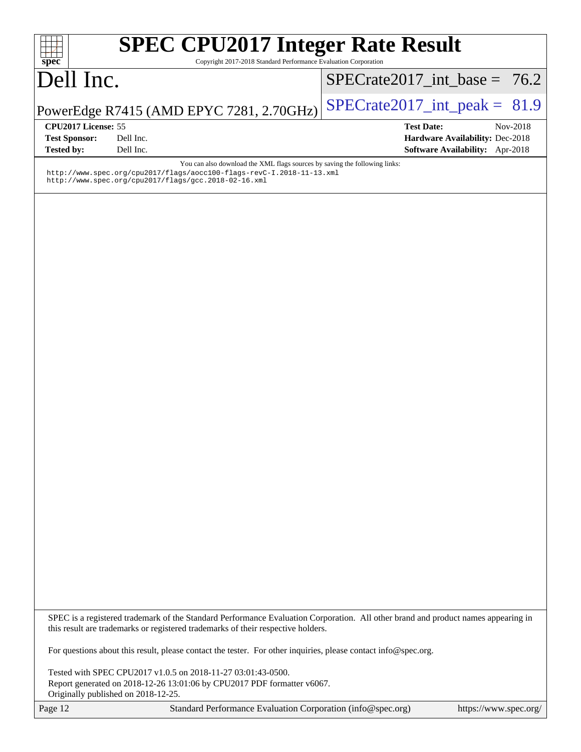# SPEC CPU2017 Integer Rate Result

Copyright 2017-2018 Standard Performance Evaluation Corporation

# Dell Inc.

PowerEdge R7415 (AMD EPYC 7281, 2.70GHz)

SPECrate2017_int_base = 76.2

SPECrate2017_int_peak = 81.9

**CPU2017 License:** 55
**Test Sponsor:** Dell Inc.
**Tested by:** Dell Inc.

**Test Date:** Nov-2018
**Hardware Availability:** Dec-2018
**Software Availability:** Apr-2018

You can also download the XML flags sources by saving the following links:
http://www.spec.org/cpu2017/flags/aocc100-flags-revC-I.2018-11-13.xml
http://www.spec.org/cpu2017/flags/gcc.2018-02-16.xml

SPEC is a registered trademark of the Standard Performance Evaluation Corporation. All other brand and product names appearing in this result are trademarks or registered trademarks of their respective holders.

For questions about this result, please contact the tester. For other inquiries, please contact info@spec.org.

Tested with SPEC CPU2017 v1.0.5 on 2018-11-27 03:01:43-0500.
Report generated on 2018-12-26 13:01:06 by CPU2017 PDF formatter v6067.
Originally published on 2018-12-25.